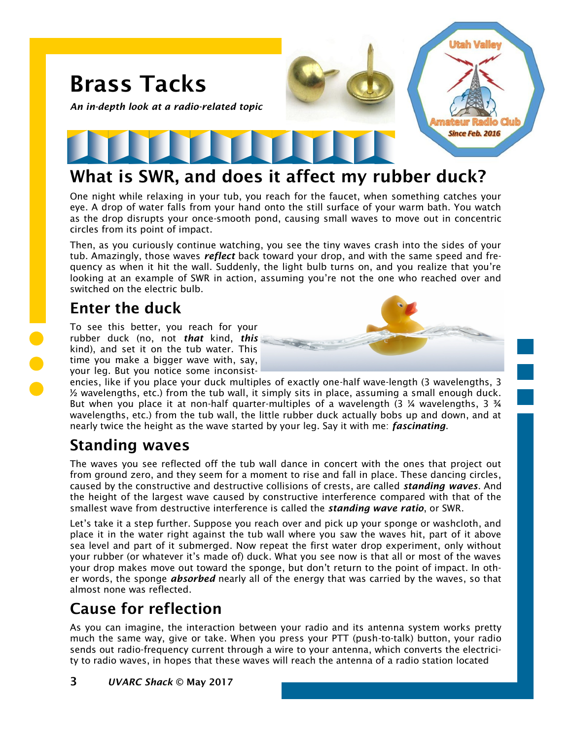# Brass Tacks

***An in-depth look at a radio-related topic***

## What is SWR, and does it affect my rubber duck?

One night while relaxing in your tub, you reach for the faucet, when something catches your eye. A drop of water falls from your hand onto the still surface of your warm bath. You watch as the drop disrupts your once-smooth pond, causing small waves to move out in concentric circles from its point of impact.

Then, as you curiously continue watching, you see the tiny waves crash into the sides of your tub. Amazingly, those waves ***reflect*** back toward your drop, and with the same speed and frequency as when it hit the wall. Suddenly, the light bulb turns on, and you realize that you're looking at an example of SWR in action, assuming you're not the one who reached over and switched on the electric bulb.

### Enter the duck

To see this better, you reach for your rubber duck (no, not ***that*** kind, ***this*** kind), and set it on the tub water. This time you make a bigger wave with, say, your leg. But you notice some inconsistencies, like if you place your duck multiples of exactly one-half wave-length (3 wavelengths, 3 ½ wavelengths, etc.) from the tub wall, it simply sits in place, assuming a small enough duck. But when you place it at non-half quarter-multiples of a wavelength (3 ¼ wavelengths, 3 ¾ wavelengths, etc.) from the tub wall, the little rubber duck actually bobs up and down, and at nearly twice the height as the wave started by your leg. Say it with me: ***fascinating***.

### Standing waves

The waves you see reflected off the tub wall dance in concert with the ones that project out from ground zero, and they seem for a moment to rise and fall in place. These dancing circles, caused by the constructive and destructive collisions of crests, are called ***standing waves***. And the height of the largest wave caused by constructive interference compared with that of the smallest wave from destructive interference is called the ***standing wave ratio***, or SWR.

Let's take it a step further. Suppose you reach over and pick up your sponge or washcloth, and place it in the water right against the tub wall where you saw the waves hit, part of it above sea level and part of it submerged. Now repeat the first water drop experiment, only without your rubber (or whatever it's made of) duck. What you see now is that all or most of the waves your drop makes move out toward the sponge, but don't return to the point of impact. In other words, the sponge ***absorbed*** nearly all of the energy that was carried by the waves, so that almost none was reflected.

### Cause for reflection

As you can imagine, the interaction between your radio and its antenna system works pretty much the same way, give or take. When you press your PTT (push-to-talk) button, your radio sends out radio-frequency current through a wire to your antenna, which converts the electricity to radio waves, in hopes that these waves will reach the antenna of a radio station located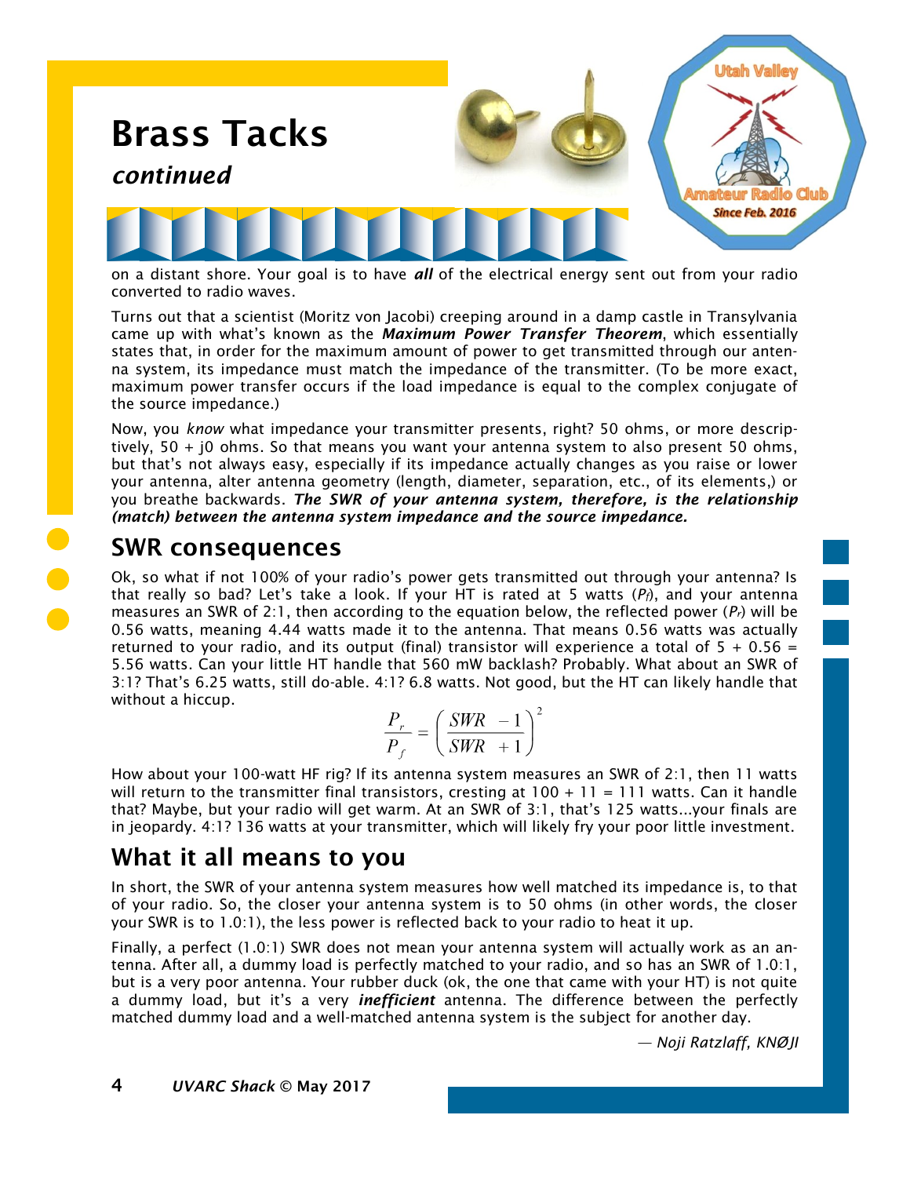# Brass Tacks

*continued*

on a distant shore. Your goal is to have ***all*** of the electrical energy sent out from your radio converted to radio waves.

Turns out that a scientist (Moritz von Jacobi) creeping around in a damp castle in Transylvania came up with what's known as the ***Maximum Power Transfer Theorem***, which essentially states that, in order for the maximum amount of power to get transmitted through our antenna system, its impedance must match the impedance of the transmitter. (To be more exact, maximum power transfer occurs if the load impedance is equal to the complex conjugate of the source impedance.)

Now, you *know* what impedance your transmitter presents, right? 50 ohms, or more descriptively, 50 + j0 ohms. So that means you want your antenna system to also present 50 ohms, but that's not always easy, especially if its impedance actually changes as you raise or lower your antenna, alter antenna geometry (length, diameter, separation, etc., of its elements,) or you breathe backwards. ***The SWR of your antenna system, therefore, is the relationship (match) between the antenna system impedance and the source impedance.***

## SWR consequences

Ok, so what if not 100% of your radio's power gets transmitted out through your antenna? Is that really so bad? Let's take a look. If your HT is rated at 5 watts ($P_f$), and your antenna measures an SWR of 2:1, then according to the equation below, the reflected power ($P_r$) will be 0.56 watts, meaning 4.44 watts made it to the antenna. That means 0.56 watts was actually returned to your radio, and its output (final) transistor will experience a total of 5 + 0.56 = 5.56 watts. Can your little HT handle that 560 mW backlash? Probably. What about an SWR of 3:1? That's 6.25 watts, still do-able. 4:1? 6.8 watts. Not good, but the HT can likely handle that without a hiccup.

$$\frac{P_r}{P_f} = \left(\frac{SWR - 1}{SWR + 1}\right)^2$$

How about your 100-watt HF rig? If its antenna system measures an SWR of 2:1, then 11 watts will return to the transmitter final transistors, cresting at 100 + 11 = 111 watts. Can it handle that? Maybe, but your radio will get warm. At an SWR of 3:1, that's 125 watts...your finals are in jeopardy. 4:1? 136 watts at your transmitter, which will likely fry your poor little investment.

## What it all means to you

In short, the SWR of your antenna system measures how well matched its impedance is, to that of your radio. So, the closer your antenna system is to 50 ohms (in other words, the closer your SWR is to 1.0:1), the less power is reflected back to your radio to heat it up.

Finally, a perfect (1.0:1) SWR does not mean your antenna system will actually work as an antenna. After all, a dummy load is perfectly matched to your radio, and so has an SWR of 1.0:1, but is a very poor antenna. Your rubber duck (ok, the one that came with your HT) is not quite a dummy load, but it's a very ***inefficient*** antenna. The difference between the perfectly matched dummy load and a well-matched antenna system is the subject for another day.

*— Noji Ratzlaff, KNØJI*